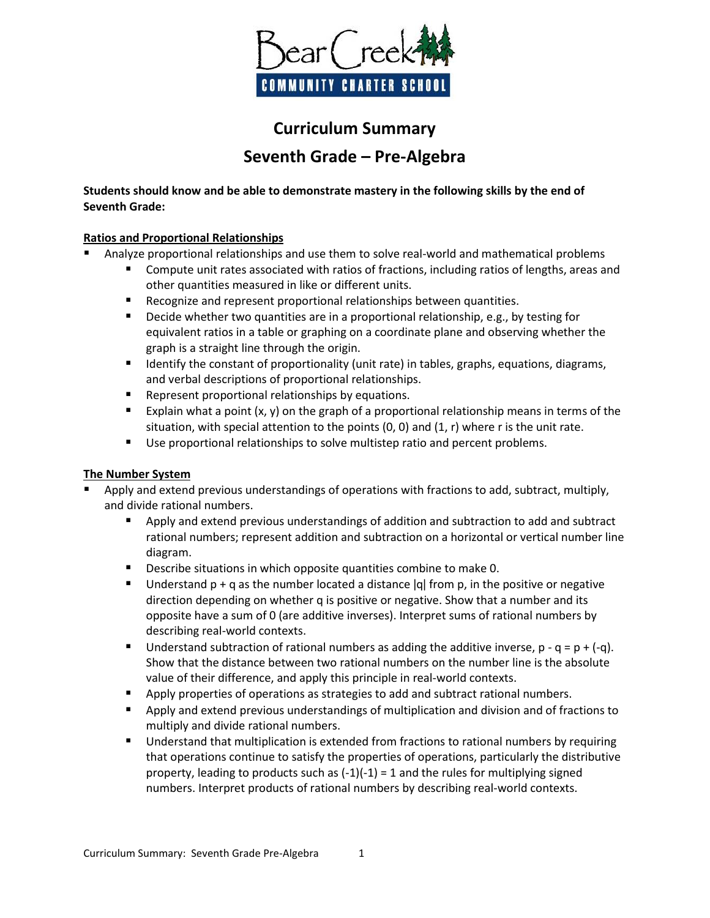Bear Creek
COMMUNITY CHARTER SCHOOL

# Curriculum Summary

## Seventh Grade – Pre-Algebra

**Students should know and be able to demonstrate mastery in the following skills by the end of Seventh Grade:**

### Ratios and Proportional Relationships

- Analyze proportional relationships and use them to solve real-world and mathematical problems
  - Compute unit rates associated with ratios of fractions, including ratios of lengths, areas and other quantities measured in like or different units.
  - Recognize and represent proportional relationships between quantities.
  - Decide whether two quantities are in a proportional relationship, e.g., by testing for equivalent ratios in a table or graphing on a coordinate plane and observing whether the graph is a straight line through the origin.
  - Identify the constant of proportionality (unit rate) in tables, graphs, equations, diagrams, and verbal descriptions of proportional relationships.
  - Represent proportional relationships by equations.
  - Explain what a point $(x, y)$ on the graph of a proportional relationship means in terms of the situation, with special attention to the points $(0, 0)$ and $(1, r)$ where $r$ is the unit rate.
  - Use proportional relationships to solve multistep ratio and percent problems.

### The Number System

- Apply and extend previous understandings of operations with fractions to add, subtract, multiply, and divide rational numbers.
  - Apply and extend previous understandings of addition and subtraction to add and subtract rational numbers; represent addition and subtraction on a horizontal or vertical number line diagram.
  - Describe situations in which opposite quantities combine to make 0.
  - Understand $p + q$ as the number located a distance $|q|$ from $p$, in the positive or negative direction depending on whether $q$ is positive or negative. Show that a number and its opposite have a sum of 0 (are additive inverses). Interpret sums of rational numbers by describing real-world contexts.
  - Understand subtraction of rational numbers as adding the additive inverse, $p - q = p + (-q)$. Show that the distance between two rational numbers on the number line is the absolute value of their difference, and apply this principle in real-world contexts.
  - Apply properties of operations as strategies to add and subtract rational numbers.
  - Apply and extend previous understandings of multiplication and division and of fractions to multiply and divide rational numbers.
  - Understand that multiplication is extended from fractions to rational numbers by requiring that operations continue to satisfy the properties of operations, particularly the distributive property, leading to products such as $(-1)(-1) = 1$ and the rules for multiplying signed numbers. Interpret products of rational numbers by describing real-world contexts.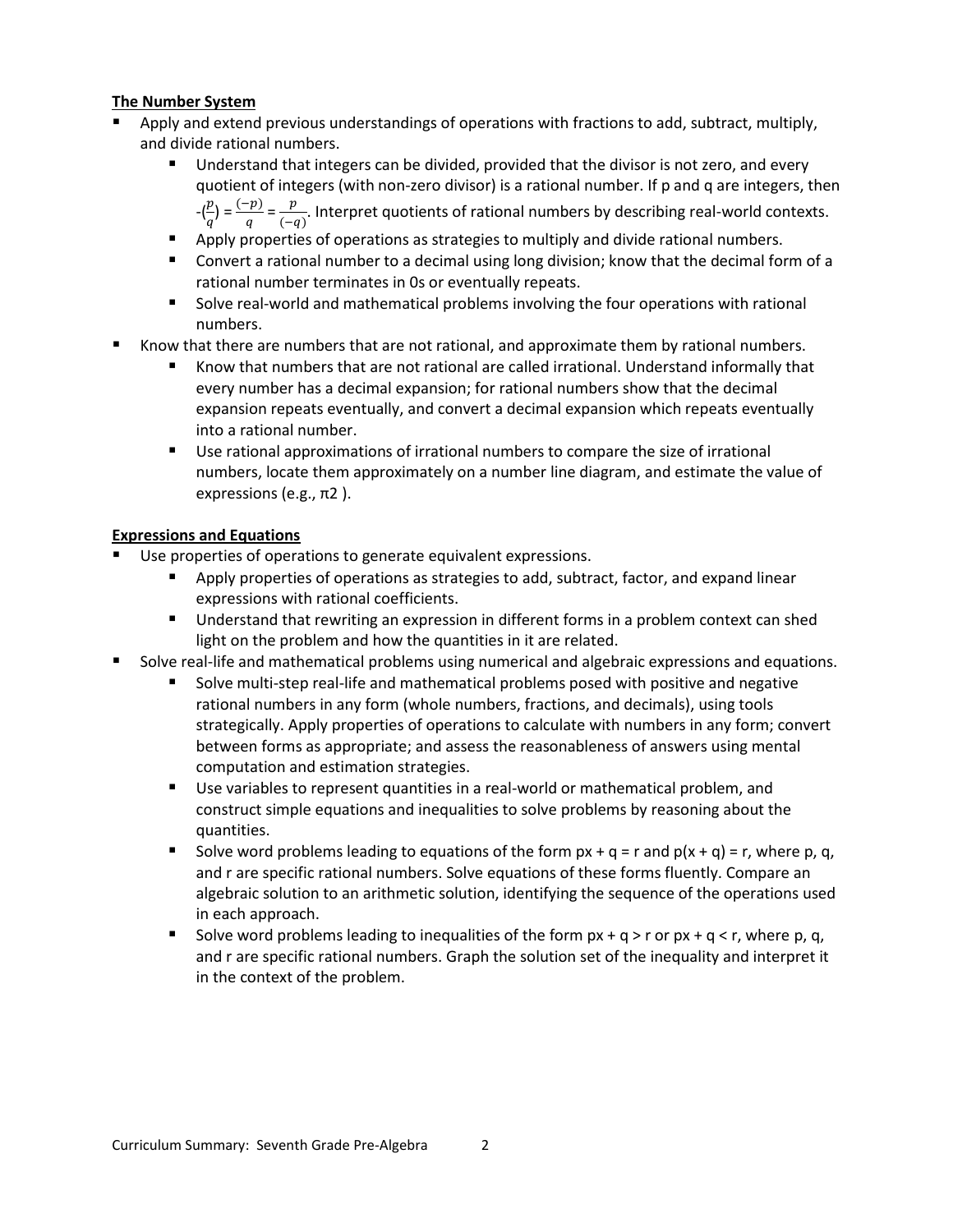**The Number System**

- Apply and extend previous understandings of operations with fractions to add, subtract, multiply, and divide rational numbers.
    - Understand that integers can be divided, provided that the divisor is not zero, and every quotient of integers (with non-zero divisor) is a rational number. If p and q are integers, then $-(\frac{p}{q}) = \frac{(-p)}{q} = \frac{p}{(-q)}$. Interpret quotients of rational numbers by describing real-world contexts.
    - Apply properties of operations as strategies to multiply and divide rational numbers.
    - Convert a rational number to a decimal using long division; know that the decimal form of a rational number terminates in 0s or eventually repeats.
    - Solve real-world and mathematical problems involving the four operations with rational numbers.
- Know that there are numbers that are not rational, and approximate them by rational numbers.
    - Know that numbers that are not rational are called irrational. Understand informally that every number has a decimal expansion; for rational numbers show that the decimal expansion repeats eventually, and convert a decimal expansion which repeats eventually into a rational number.
    - Use rational approximations of irrational numbers to compare the size of irrational numbers, locate them approximately on a number line diagram, and estimate the value of expressions (e.g., π2 ).

**Expressions and Equations**

- Use properties of operations to generate equivalent expressions.
    - Apply properties of operations as strategies to add, subtract, factor, and expand linear expressions with rational coefficients.
    - Understand that rewriting an expression in different forms in a problem context can shed light on the problem and how the quantities in it are related.
- Solve real-life and mathematical problems using numerical and algebraic expressions and equations.
    - Solve multi-step real-life and mathematical problems posed with positive and negative rational numbers in any form (whole numbers, fractions, and decimals), using tools strategically. Apply properties of operations to calculate with numbers in any form; convert between forms as appropriate; and assess the reasonableness of answers using mental computation and estimation strategies.
    - Use variables to represent quantities in a real-world or mathematical problem, and construct simple equations and inequalities to solve problems by reasoning about the quantities.
    - Solve word problems leading to equations of the form $px + q = r$ and $p(x + q) = r$, where p, q, and r are specific rational numbers. Solve equations of these forms fluently. Compare an algebraic solution to an arithmetic solution, identifying the sequence of the operations used in each approach.
    - Solve word problems leading to inequalities of the form $px + q > r$ or $px + q < r$, where p, q, and r are specific rational numbers. Graph the solution set of the inequality and interpret it in the context of the problem.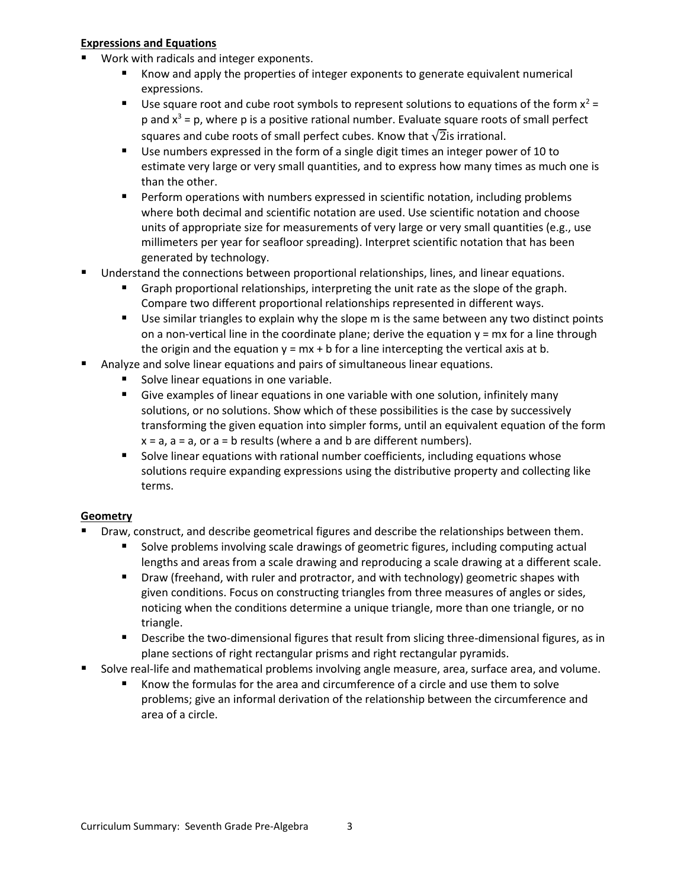**Expressions and Equations**

- Work with radicals and integer exponents.
  - Know and apply the properties of integer exponents to generate equivalent numerical expressions.
  - Use square root and cube root symbols to represent solutions to equations of the form $x^2 = p$ and $x^3 = p$, where p is a positive rational number. Evaluate square roots of small perfect squares and cube roots of small perfect cubes. Know that $\sqrt{2}$is irrational.
  - Use numbers expressed in the form of a single digit times an integer power of 10 to estimate very large or very small quantities, and to express how many times as much one is than the other.
  - Perform operations with numbers expressed in scientific notation, including problems where both decimal and scientific notation are used. Use scientific notation and choose units of appropriate size for measurements of very large or very small quantities (e.g., use millimeters per year for seafloor spreading). Interpret scientific notation that has been generated by technology.
- Understand the connections between proportional relationships, lines, and linear equations.
  - Graph proportional relationships, interpreting the unit rate as the slope of the graph. Compare two different proportional relationships represented in different ways.
  - Use similar triangles to explain why the slope m is the same between any two distinct points on a non-vertical line in the coordinate plane; derive the equation $y = mx$ for a line through the origin and the equation $y = mx + b$ for a line intercepting the vertical axis at b.
- Analyze and solve linear equations and pairs of simultaneous linear equations.
  - Solve linear equations in one variable.
  - Give examples of linear equations in one variable with one solution, infinitely many solutions, or no solutions. Show which of these possibilities is the case by successively transforming the given equation into simpler forms, until an equivalent equation of the form $x = a$, $a = a$, or $a = b$ results (where a and b are different numbers).
  - Solve linear equations with rational number coefficients, including equations whose solutions require expanding expressions using the distributive property and collecting like terms.

**Geometry**

- Draw, construct, and describe geometrical figures and describe the relationships between them.
  - Solve problems involving scale drawings of geometric figures, including computing actual lengths and areas from a scale drawing and reproducing a scale drawing at a different scale.
  - Draw (freehand, with ruler and protractor, and with technology) geometric shapes with given conditions. Focus on constructing triangles from three measures of angles or sides, noticing when the conditions determine a unique triangle, more than one triangle, or no triangle.
  - Describe the two-dimensional figures that result from slicing three-dimensional figures, as in plane sections of right rectangular prisms and right rectangular pyramids.
- Solve real-life and mathematical problems involving angle measure, area, surface area, and volume.
  - Know the formulas for the area and circumference of a circle and use them to solve problems; give an informal derivation of the relationship between the circumference and area of a circle.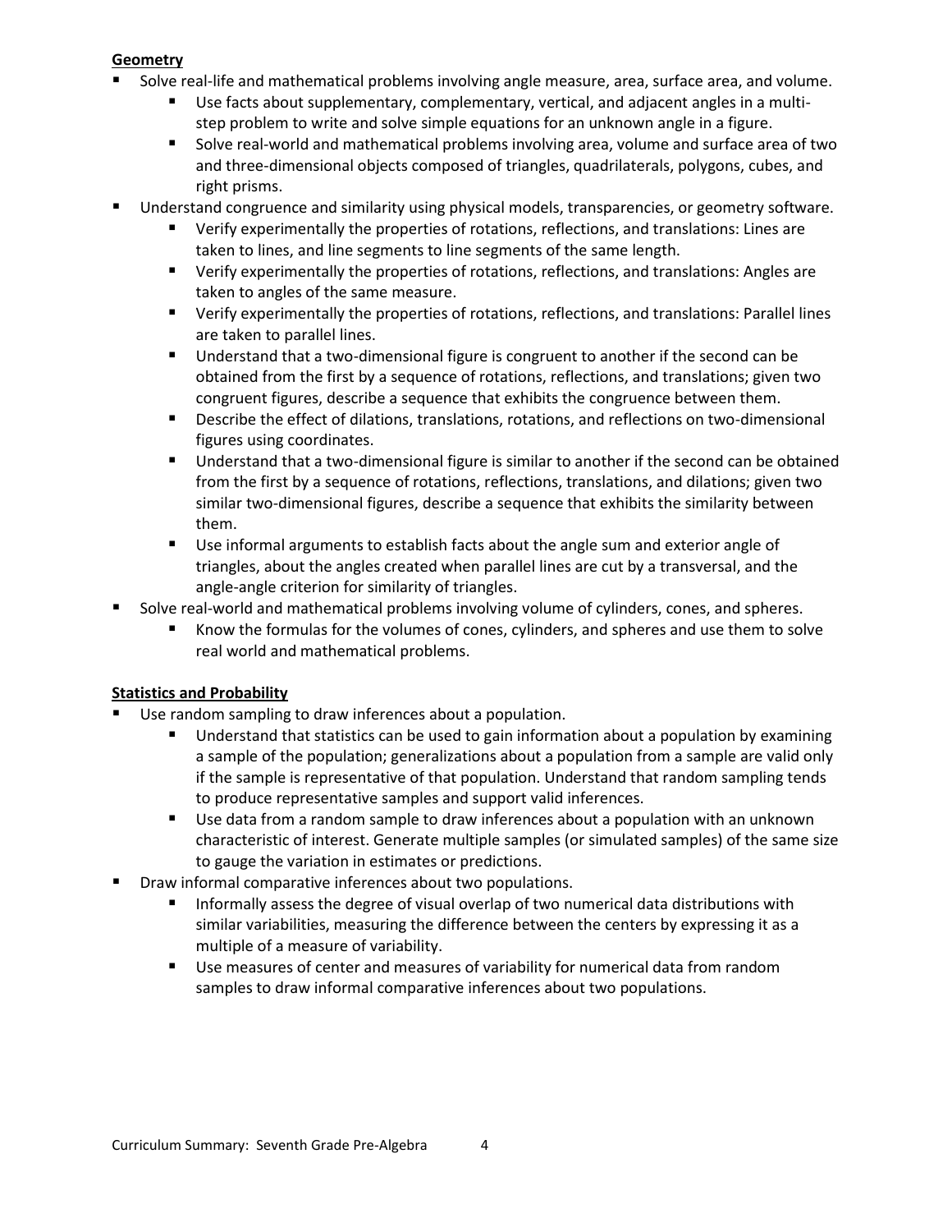**Geometry**

- Solve real-life and mathematical problems involving angle measure, area, surface area, and volume.
  - Use facts about supplementary, complementary, vertical, and adjacent angles in a multi-step problem to write and solve simple equations for an unknown angle in a figure.
  - Solve real-world and mathematical problems involving area, volume and surface area of two and three-dimensional objects composed of triangles, quadrilaterals, polygons, cubes, and right prisms.
- Understand congruence and similarity using physical models, transparencies, or geometry software.
  - Verify experimentally the properties of rotations, reflections, and translations: Lines are taken to lines, and line segments to line segments of the same length.
  - Verify experimentally the properties of rotations, reflections, and translations: Angles are taken to angles of the same measure.
  - Verify experimentally the properties of rotations, reflections, and translations: Parallel lines are taken to parallel lines.
  - Understand that a two-dimensional figure is congruent to another if the second can be obtained from the first by a sequence of rotations, reflections, and translations; given two congruent figures, describe a sequence that exhibits the congruence between them.
  - Describe the effect of dilations, translations, rotations, and reflections on two-dimensional figures using coordinates.
  - Understand that a two-dimensional figure is similar to another if the second can be obtained from the first by a sequence of rotations, reflections, translations, and dilations; given two similar two-dimensional figures, describe a sequence that exhibits the similarity between them.
  - Use informal arguments to establish facts about the angle sum and exterior angle of triangles, about the angles created when parallel lines are cut by a transversal, and the angle-angle criterion for similarity of triangles.
- Solve real-world and mathematical problems involving volume of cylinders, cones, and spheres.
  - Know the formulas for the volumes of cones, cylinders, and spheres and use them to solve real world and mathematical problems.

**Statistics and Probability**

- Use random sampling to draw inferences about a population.
  - Understand that statistics can be used to gain information about a population by examining a sample of the population; generalizations about a population from a sample are valid only if the sample is representative of that population. Understand that random sampling tends to produce representative samples and support valid inferences.
  - Use data from a random sample to draw inferences about a population with an unknown characteristic of interest. Generate multiple samples (or simulated samples) of the same size to gauge the variation in estimates or predictions.
- Draw informal comparative inferences about two populations.
  - Informally assess the degree of visual overlap of two numerical data distributions with similar variabilities, measuring the difference between the centers by expressing it as a multiple of a measure of variability.
  - Use measures of center and measures of variability for numerical data from random samples to draw informal comparative inferences about two populations.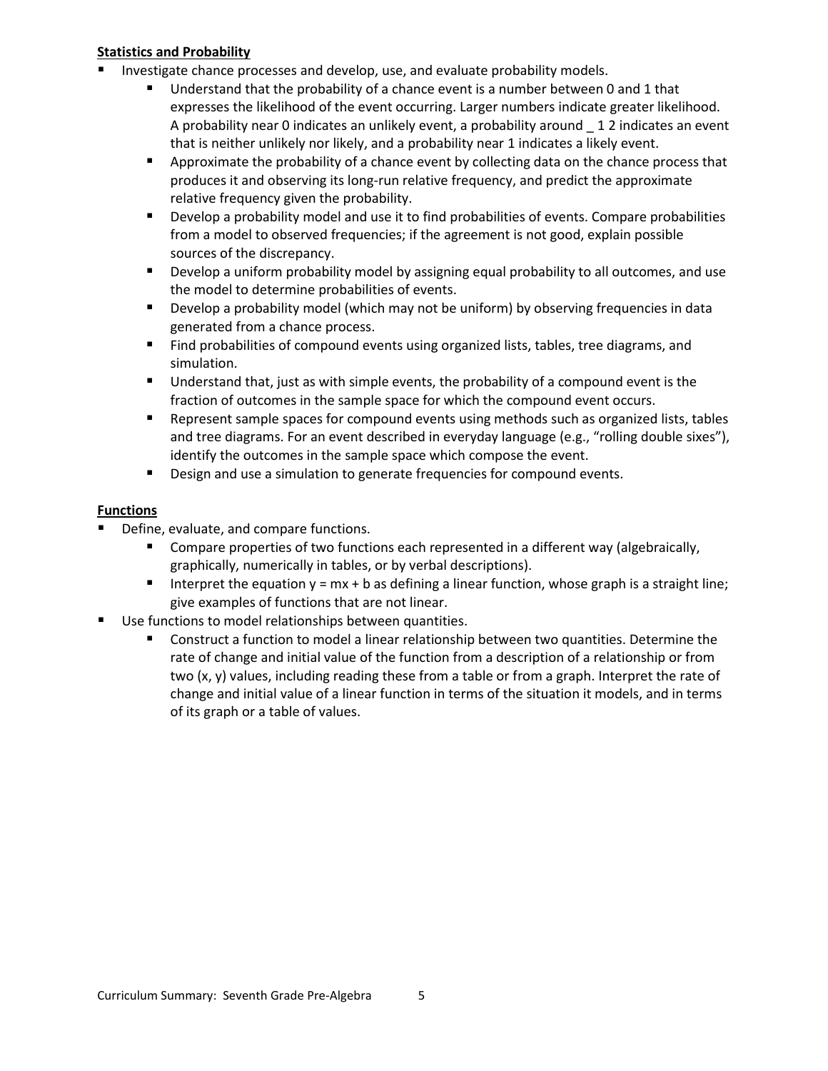**Statistics and Probability**

- Investigate chance processes and develop, use, and evaluate probability models.
  - Understand that the probability of a chance event is a number between 0 and 1 that expresses the likelihood of the event occurring. Larger numbers indicate greater likelihood. A probability near 0 indicates an unlikely event, a probability around $\frac{1}{2}$ indicates an event that is neither unlikely nor likely, and a probability near 1 indicates a likely event.
  - Approximate the probability of a chance event by collecting data on the chance process that produces it and observing its long-run relative frequency, and predict the approximate relative frequency given the probability.
  - Develop a probability model and use it to find probabilities of events. Compare probabilities from a model to observed frequencies; if the agreement is not good, explain possible sources of the discrepancy.
  - Develop a uniform probability model by assigning equal probability to all outcomes, and use the model to determine probabilities of events.
  - Develop a probability model (which may not be uniform) by observing frequencies in data generated from a chance process.
  - Find probabilities of compound events using organized lists, tables, tree diagrams, and simulation.
  - Understand that, just as with simple events, the probability of a compound event is the fraction of outcomes in the sample space for which the compound event occurs.
  - Represent sample spaces for compound events using methods such as organized lists, tables and tree diagrams. For an event described in everyday language (e.g., "rolling double sixes"), identify the outcomes in the sample space which compose the event.
  - Design and use a simulation to generate frequencies for compound events.

**Functions**

- Define, evaluate, and compare functions.
  - Compare properties of two functions each represented in a different way (algebraically, graphically, numerically in tables, or by verbal descriptions).
  - Interpret the equation $y = mx + b$ as defining a linear function, whose graph is a straight line; give examples of functions that are not linear.
- Use functions to model relationships between quantities.
  - Construct a function to model a linear relationship between two quantities. Determine the rate of change and initial value of the function from a description of a relationship or from two (x, y) values, including reading these from a table or from a graph. Interpret the rate of change and initial value of a linear function in terms of the situation it models, and in terms of its graph or a table of values.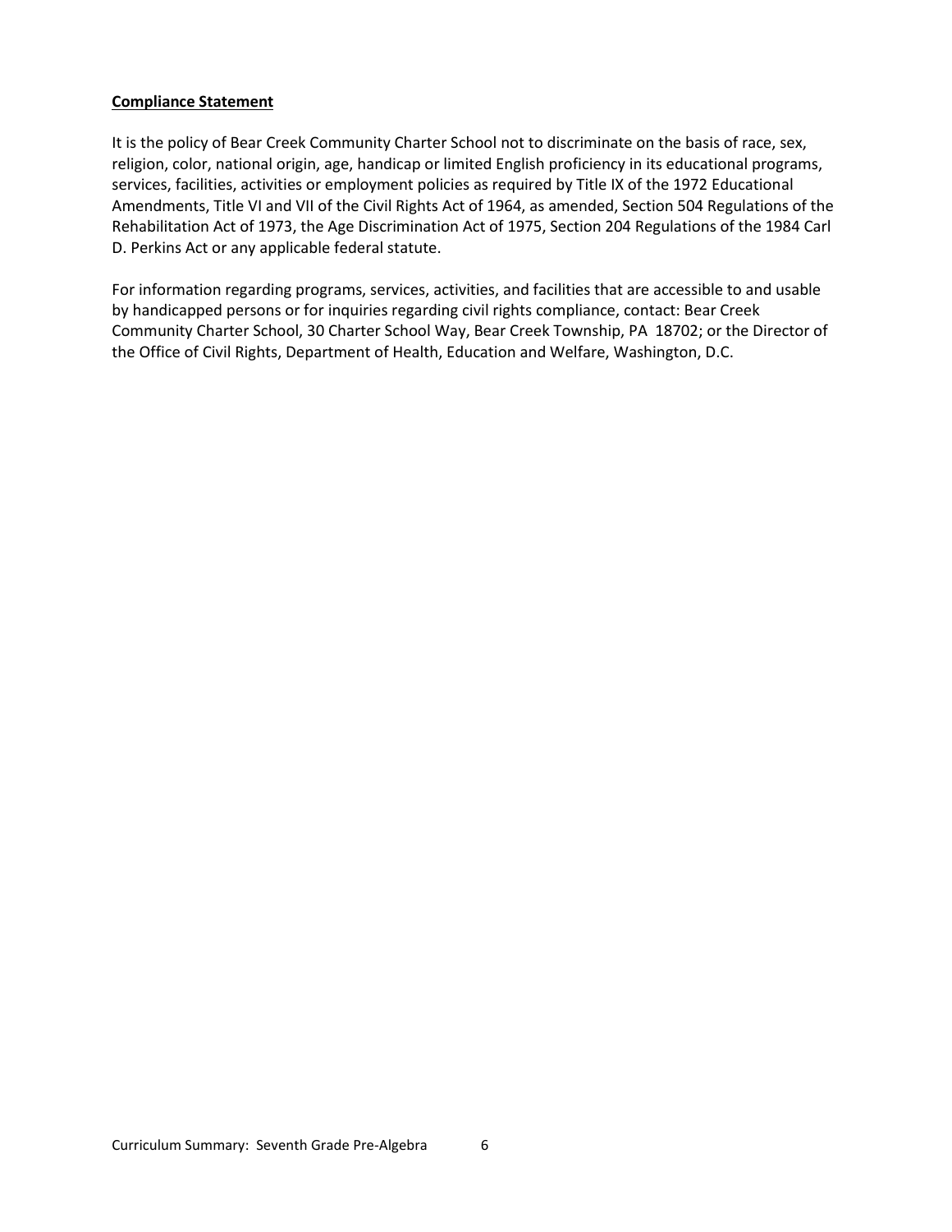**Compliance Statement**

It is the policy of Bear Creek Community Charter School not to discriminate on the basis of race, sex, religion, color, national origin, age, handicap or limited English proficiency in its educational programs, services, facilities, activities or employment policies as required by Title IX of the 1972 Educational Amendments, Title VI and VII of the Civil Rights Act of 1964, as amended, Section 504 Regulations of the Rehabilitation Act of 1973, the Age Discrimination Act of 1975, Section 204 Regulations of the 1984 Carl D. Perkins Act or any applicable federal statute.

For information regarding programs, services, activities, and facilities that are accessible to and usable by handicapped persons or for inquiries regarding civil rights compliance, contact: Bear Creek Community Charter School, 30 Charter School Way, Bear Creek Township, PA 18702; or the Director of the Office of Civil Rights, Department of Health, Education and Welfare, Washington, D.C.